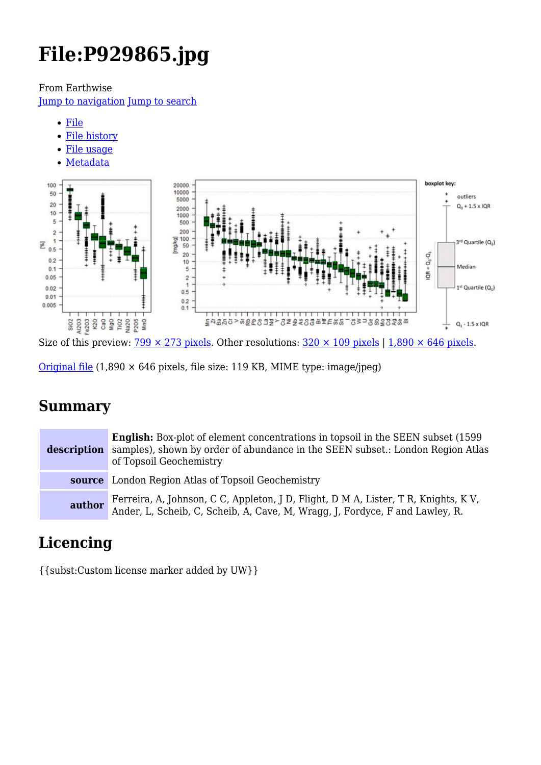# File:P929865.jpg

From Earthwise

Jump to navigation Jump to search

- File
- File history
- File usage
- Metadata

Size of this preview: 799 × 273 pixels. Other resolutions: 320 × 109 pixels | 1,890 × 646 pixels.

Original file (1,890 × 646 pixels, file size: 119 KB, MIME type: image/jpeg)

## Summary

| | |
|---|---|
| **description** | **English:** Box-plot of element concentrations in topsoil in the SEEN subset (1599 samples), shown by order of abundance in the SEEN subset.: London Region Atlas of Topsoil Geochemistry |
| **source** | London Region Atlas of Topsoil Geochemistry |
| **author** | Ferreira, A, Johnson, C C, Appleton, J D, Flight, D M A, Lister, T R, Knights, K V, Ander, L, Scheib, C, Scheib, A, Cave, M, Wragg, J, Fordyce, F and Lawley, R. |

## Licencing

{{subst:Custom license marker added by UW}}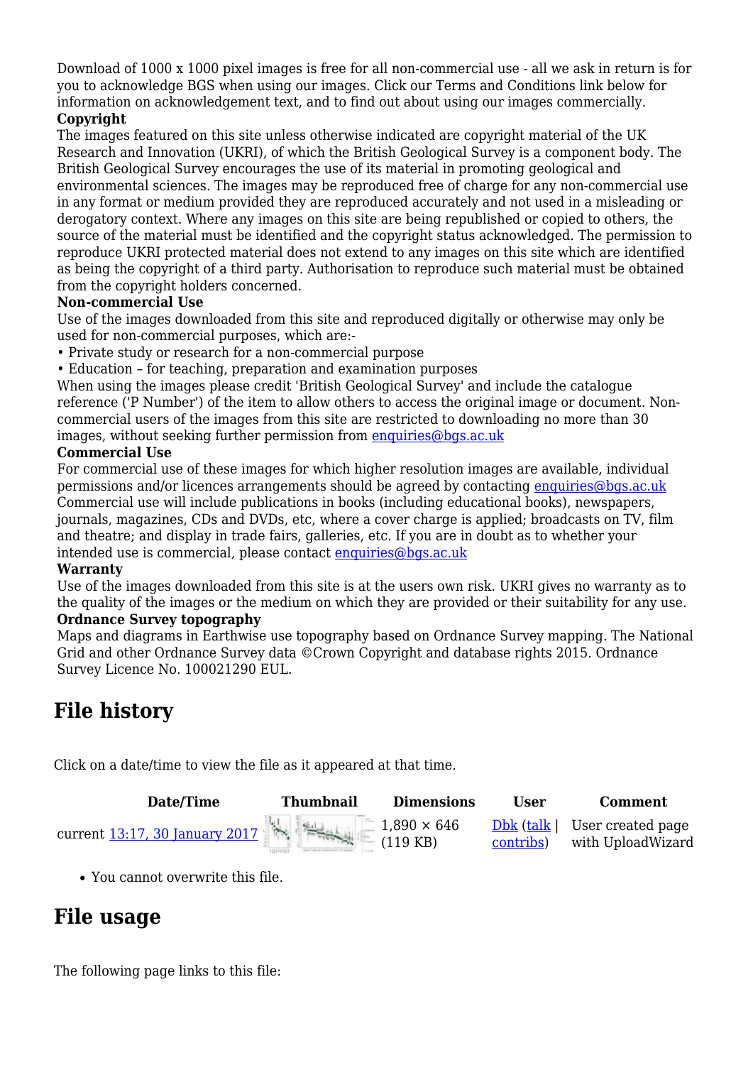Download of 1000 x 1000 pixel images is free for all non-commercial use - all we ask in return is for you to acknowledge BGS when using our images. Click our Terms and Conditions link below for information on acknowledgement text, and to find out about using our images commercially.

**Copyright**

The images featured on this site unless otherwise indicated are copyright material of the UK Research and Innovation (UKRI), of which the British Geological Survey is a component body. The British Geological Survey encourages the use of its material in promoting geological and environmental sciences. The images may be reproduced free of charge for any non-commercial use in any format or medium provided they are reproduced accurately and not used in a misleading or derogatory context. Where any images on this site are being republished or copied to others, the source of the material must be identified and the copyright status acknowledged. The permission to reproduce UKRI protected material does not extend to any images on this site which are identified as being the copyright of a third party. Authorisation to reproduce such material must be obtained from the copyright holders concerned.

**Non-commercial Use**

Use of the images downloaded from this site and reproduced digitally or otherwise may only be used for non-commercial purposes, which are:-

• Private study or research for a non-commercial purpose
• Education – for teaching, preparation and examination purposes

When using the images please credit 'British Geological Survey' and include the catalogue reference ('P Number') of the item to allow others to access the original image or document. Non-commercial users of the images from this site are restricted to downloading no more than 30 images, without seeking further permission from enquiries@bgs.ac.uk

**Commercial Use**

For commercial use of these images for which higher resolution images are available, individual permissions and/or licences arrangements should be agreed by contacting enquiries@bgs.ac.uk Commercial use will include publications in books (including educational books), newspapers, journals, magazines, CDs and DVDs, etc, where a cover charge is applied; broadcasts on TV, film and theatre; and display in trade fairs, galleries, etc. If you are in doubt as to whether your intended use is commercial, please contact enquiries@bgs.ac.uk

**Warranty**

Use of the images downloaded from this site is at the users own risk. UKRI gives no warranty as to the quality of the images or the medium on which they are provided or their suitability for any use.

**Ordnance Survey topography**

Maps and diagrams in Earthwise use topography based on Ordnance Survey mapping. The National Grid and other Ordnance Survey data ©Crown Copyright and database rights 2015. Ordnance Survey Licence No. 100021290 EUL.

## File history

Click on a date/time to view the file as it appeared at that time.

| Date/Time | Thumbnail | Dimensions | User | Comment |
|---|---|---|---|---|
| current 13:17, 30 January 2017 | | 1,890 × 646 (119 KB) | Dbk (talk \| contribs) | User created page with UploadWizard |

- You cannot overwrite this file.

## File usage

The following page links to this file: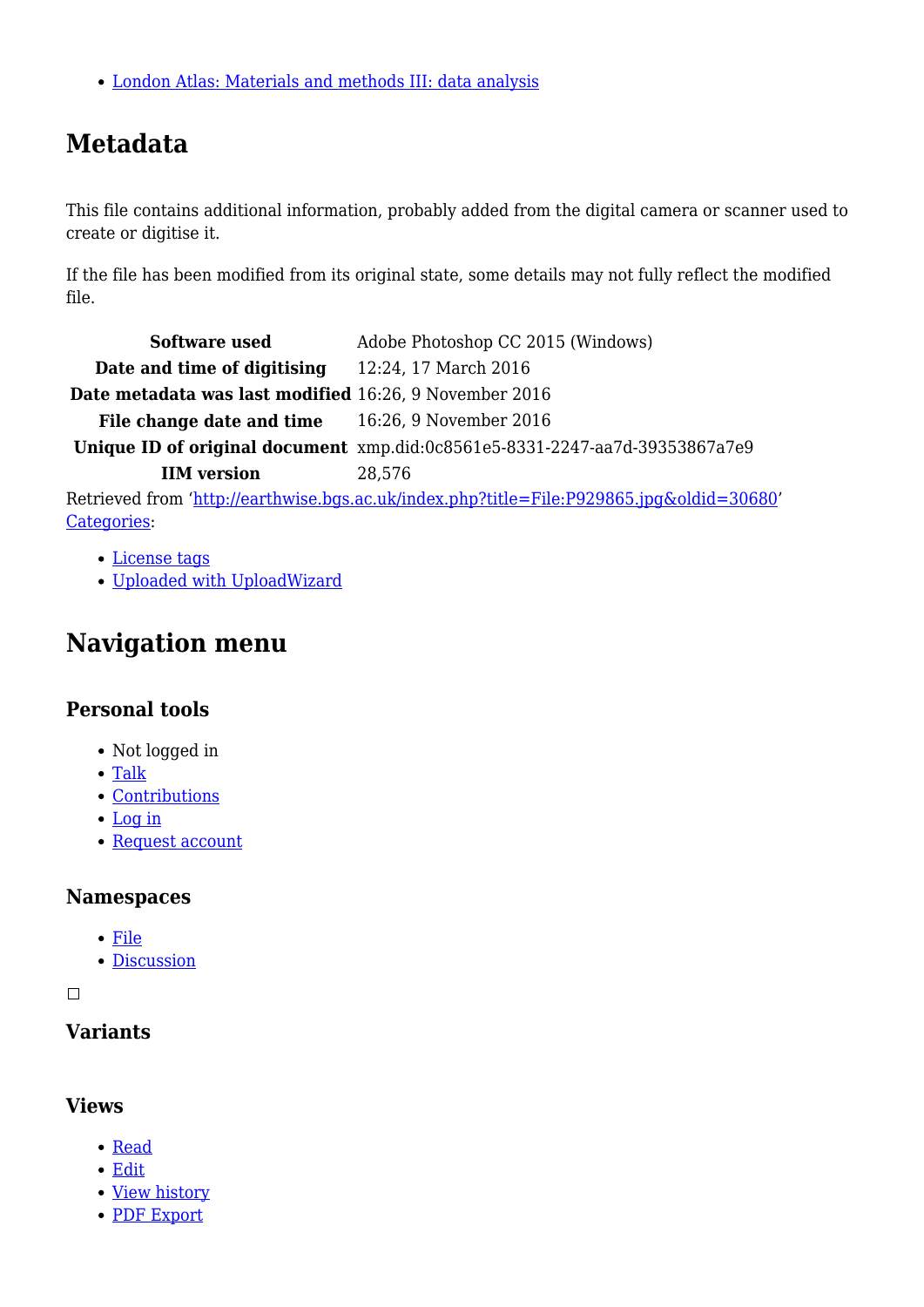- London Atlas: Materials and methods III: data analysis

## Metadata

This file contains additional information, probably added from the digital camera or scanner used to create or digitise it.

If the file has been modified from its original state, some details may not fully reflect the modified file.

| | |
|---|---|
| **Software used** | Adobe Photoshop CC 2015 (Windows) |
| **Date and time of digitising** | 12:24, 17 March 2016 |
| **Date metadata was last modified** | 16:26, 9 November 2016 |
| **File change date and time** | 16:26, 9 November 2016 |
| **Unique ID of original document** | xmp.did:0c8561e5-8331-2247-aa7d-39353867a7e9 |
| **IIM version** | 28,576 |

Retrieved from 'http://earthwise.bgs.ac.uk/index.php?title=File:P929865.jpg&oldid=30680'
Categories:

- License tags
- Uploaded with UploadWizard

## Navigation menu

### Personal tools

- Not logged in
- Talk
- Contributions
- Log in
- Request account

### Namespaces

- File
- Discussion

### Variants

### Views

- Read
- Edit
- View history
- PDF Export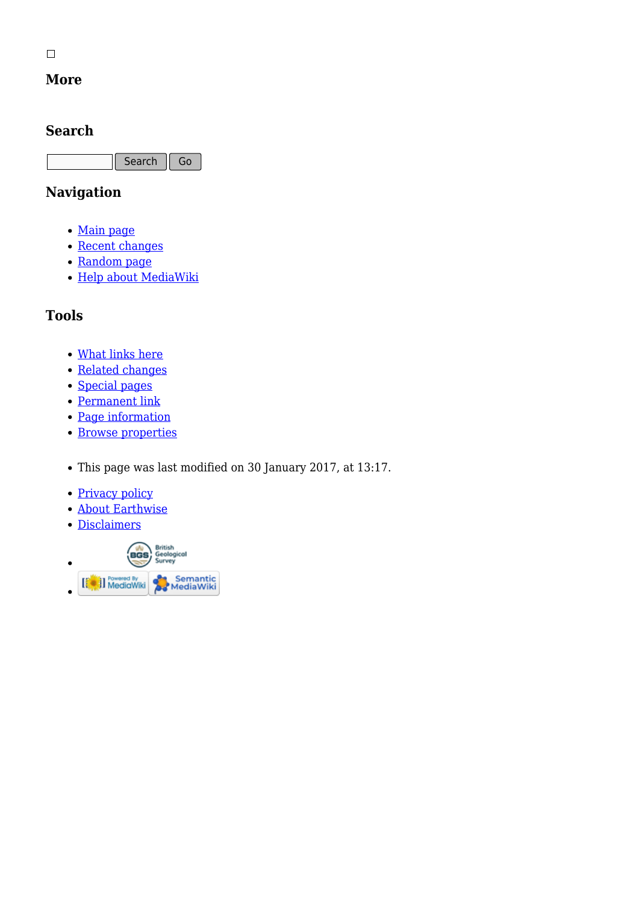### More

### Search

Search Go

### Navigation

- Main page
- Recent changes
- Random page
- Help about MediaWiki

### Tools

- What links here
- Related changes
- Special pages
- Permanent link
- Page information
- Browse properties

- This page was last modified on 30 January 2017, at 13:17.

- Privacy policy
- About Earthwise
- Disclaimers